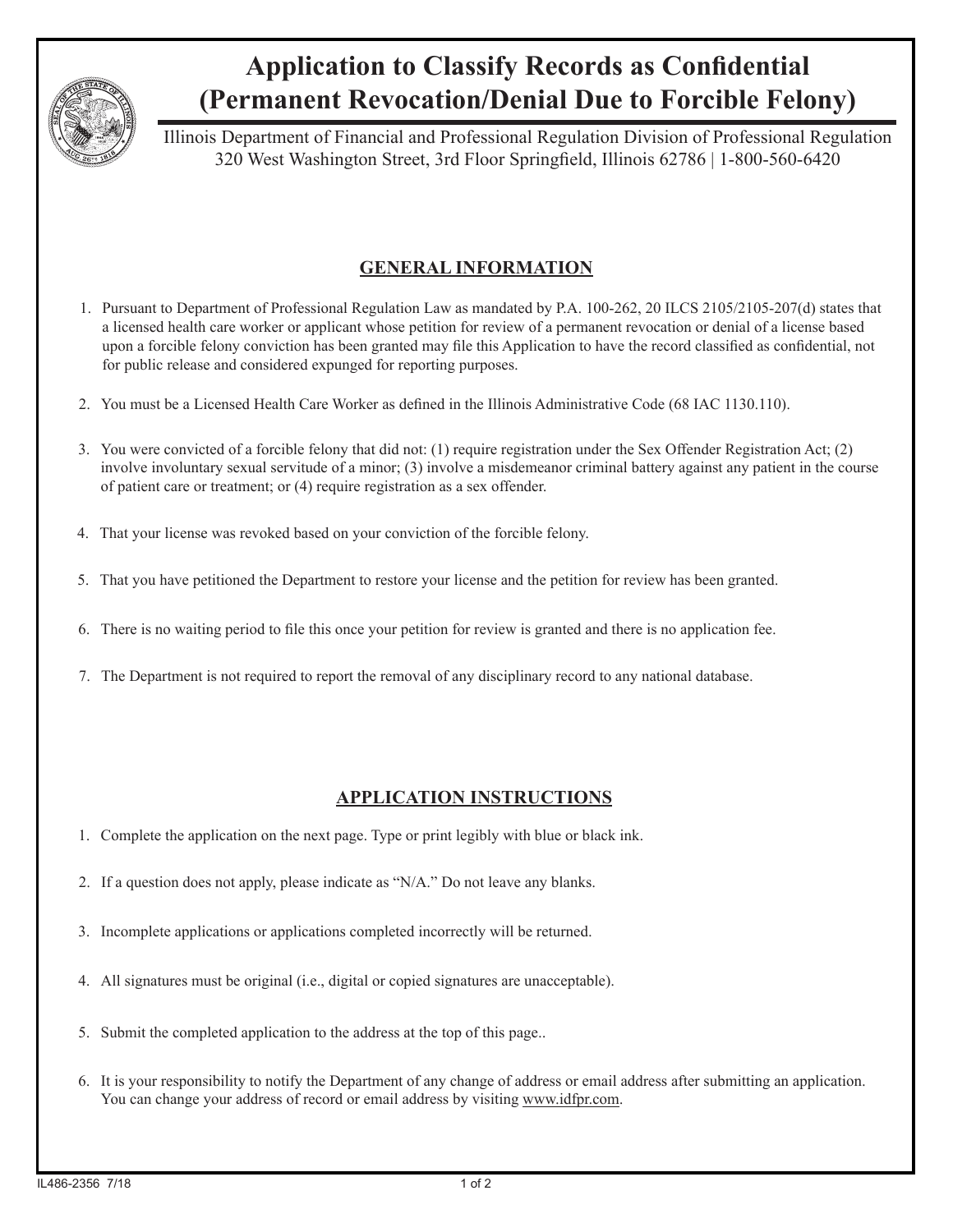# Application to Classify Records as Confidential (Permanent Revocation/Denial Due to Forcible Felony)

Illinois Department of Financial and Professional Regulation Division of Professional Regulation
320 West Washington Street, 3rd Floor Springfield, Illinois 62786 | 1-800-560-6420

## GENERAL INFORMATION

1. Pursuant to Department of Professional Regulation Law as mandated by P.A. 100-262, 20 ILCS 2105/2105-207(d) states that a licensed health care worker or applicant whose petition for review of a permanent revocation or denial of a license based upon a forcible felony conviction has been granted may file this Application to have the record classified as confidential, not for public release and considered expunged for reporting purposes.
2. You must be a Licensed Health Care Worker as defined in the Illinois Administrative Code (68 IAC 1130.110).
3. You were convicted of a forcible felony that did not: (1) require registration under the Sex Offender Registration Act; (2) involve involuntary sexual servitude of a minor; (3) involve a misdemeanor criminal battery against any patient in the course of patient care or treatment; or (4) require registration as a sex offender.
4. That your license was revoked based on your conviction of the forcible felony.
5. That you have petitioned the Department to restore your license and the petition for review has been granted.
6. There is no waiting period to file this once your petition for review is granted and there is no application fee.
7. The Department is not required to report the removal of any disciplinary record to any national database.

## APPLICATION INSTRUCTIONS

1. Complete the application on the next page. Type or print legibly with blue or black ink.
2. If a question does not apply, please indicate as "N/A." Do not leave any blanks.
3. Incomplete applications or applications completed incorrectly will be returned.
4. All signatures must be original (i.e., digital or copied signatures are unacceptable).
5. Submit the completed application to the address at the top of this page..
6. It is your responsibility to notify the Department of any change of address or email address after submitting an application. You can change your address of record or email address by visiting www.idfpr.com.

IL486-2356 7/18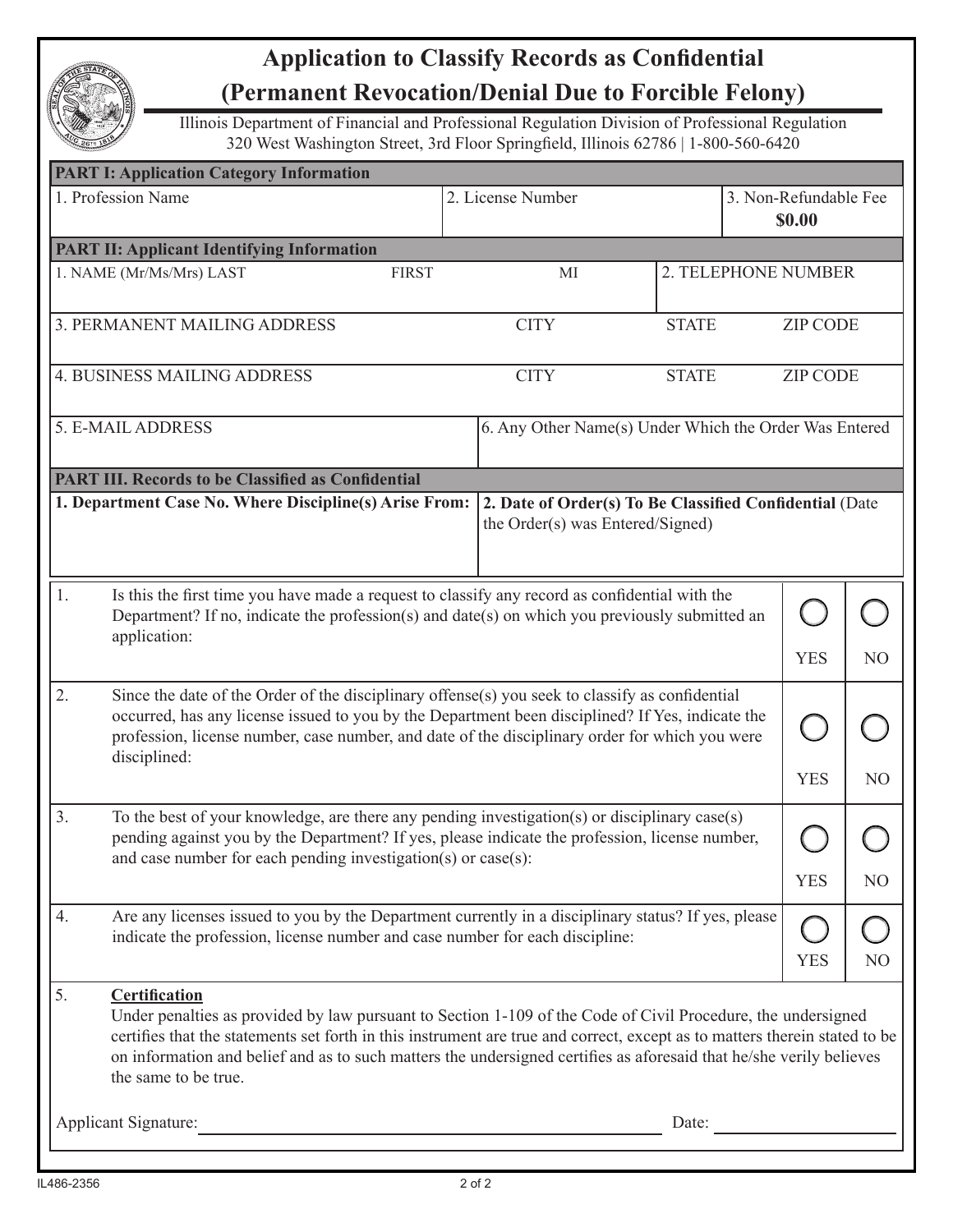# Application to Classify Records as Confidential (Permanent Revocation/Denial Due to Forcible Felony)

Illinois Department of Financial and Professional Regulation Division of Professional Regulation
320 West Washington Street, 3rd Floor Springfield, Illinois 62786 | 1-800-560-6420

| PART I: Application Category Information | | |
|---|---|---|
| 1. Profession Name | 2. License Number | 3. Non-Refundable Fee **$0.00** |

| PART II: Applicant Identifying Information | | | | |
|---|---|---|---|---|
| 1. NAME (Mr/Ms/Mrs) LAST | FIRST | MI | 2. TELEPHONE NUMBER | |
| 3. PERMANENT MAILING ADDRESS | | CITY | STATE | ZIP CODE |
| 4. BUSINESS MAILING ADDRESS | | CITY | STATE | ZIP CODE |
| 5. E-MAIL ADDRESS | | 6. Any Other Name(s) Under Which the Order Was Entered | | |

| PART III. Records to be Classified as Confidential | |
|---|---|
| **1. Department Case No. Where Discipline(s) Arise From:** | **2. Date of Order(s) To Be Classified Confidential** (Date the Order(s) was Entered/Signed) |

| | | | |
|---|---|---|---|
| 1. | Is this the first time you have made a request to classify any record as confidential with the Department? If no, indicate the profession(s) and date(s) on which you previously submitted an application: | ◯ YES | ◯ NO |
| 2. | Since the date of the Order of the disciplinary offense(s) you seek to classify as confidential occurred, has any license issued to you by the Department been disciplined? If Yes, indicate the profession, license number, case number, and date of the disciplinary order for which you were disciplined: | ◯ YES | ◯ NO |
| 3. | To the best of your knowledge, are there any pending investigation(s) or disciplinary case(s) pending against you by the Department? If yes, please indicate the profession, license number, and case number for each pending investigation(s) or case(s): | ◯ YES | ◯ NO |
| 4. | Are any licenses issued to you by the Department currently in a disciplinary status? If yes, please indicate the profession, license number and case number for each discipline: | ◯ YES | ◯ NO |

5. **Certification**

Under penalties as provided by law pursuant to Section 1-109 of the Code of Civil Procedure, the undersigned certifies that the statements set forth in this instrument are true and correct, except as to matters therein stated to be on information and belief and as to such matters the undersigned certifies as aforesaid that he/she verily believes the same to be true.

Applicant Signature: ______________________________ Date: ______________

IL486-2356